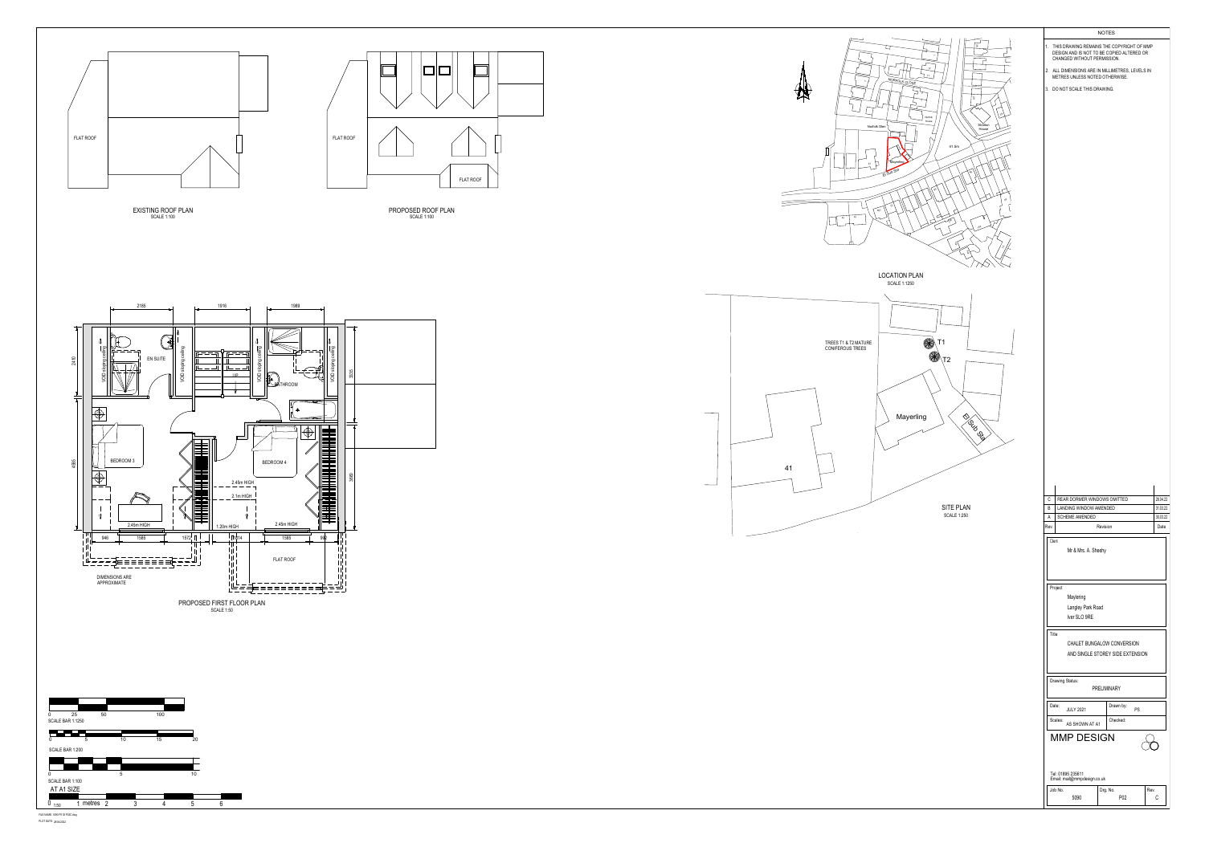EXISTING ROOF PLAN
SCALE 1:100

FLAT ROOF

PROPOSED ROOF PLAN
SCALE 1:100

FLAT ROOF

FLAT ROOF

PROPOSED FIRST FLOOR PLAN
SCALE 1:50

2165 | 1916 | 1989

2410 | 4385 | 3335 | 3665

EN SUITE
BATHROOM
UP
BEDROOM 3
BEDROOM 4
VOID sloping ceiling
2.45m HIGH
2.1m HIGH
1.20m HIGH
2.45m HIGH
2.45m HIGH
FLAT ROOF

946 | 1585 | 1572 | 1114 | 1585 | 992

DIMENSIONS ARE APPROXIMATE

LOCATION PLAN
SCALE 1:1250

Norfolk Glen
NORFOLK CLOSE
Mayerling
El Sub Sta
41.8m

SITE PLAN
SCALE 1:250

TREES T1 & T2 MATURE CONIFEROUS TREES
T1
T2
Mayerling
El Sub Sta
41

SCALE BAR 1:1250 (0, 25, 50, 100)
SCALE BAR 1:200 (0, 5, 10, 15, 20)
SCALE BAR 1:100 (0, 5, 10)
AT A1 SIZE
SCALE BAR 1:50 (0, 1 metres, 2, 3, 4, 5, 6)

## NOTES

1. THIS DRAWING REMAINS THE COPYRIGHT OF MMP DESIGN AND IS NOT TO BE COPIED ALTERED OR CHANGED WITHOUT PERMISSION.
2. ALL DIMENSIONS ARE IN MILLIMETRES, LEVELS IN METRES UNLESS NOTED OTHERWISE.
3. DO NOT SCALE THIS DRAWING.

| Rev. | Revision | Date |
|---|---|---|
| C | REAR DORMER WINDOWS OMITTED | 28.04.22 |
| B | LANDING WINDOW AMENDED | 31.03.22 |
| A | SCHEME AMENDED | 30.03.22 |

Client: Mr & Mrs. A. Sheehy

Project: Maylering, Langley Park Road, Iver SL0 9RE

Title: CHALET BUNGALOW CONVERSION AND SINGLE STOREY SIDE EXTENSION

Drawing Status: PRELIMINARY

Date: JULY 2021 | Drawn by: PS

Scales: AS SHOWN AT A1 | Checked:

MMP DESIGN

Tel: 01895 235611
Email: mail@mmpdesign.co.uk

Job No.: 5090 | Drg. No.: P02 | Rev.: C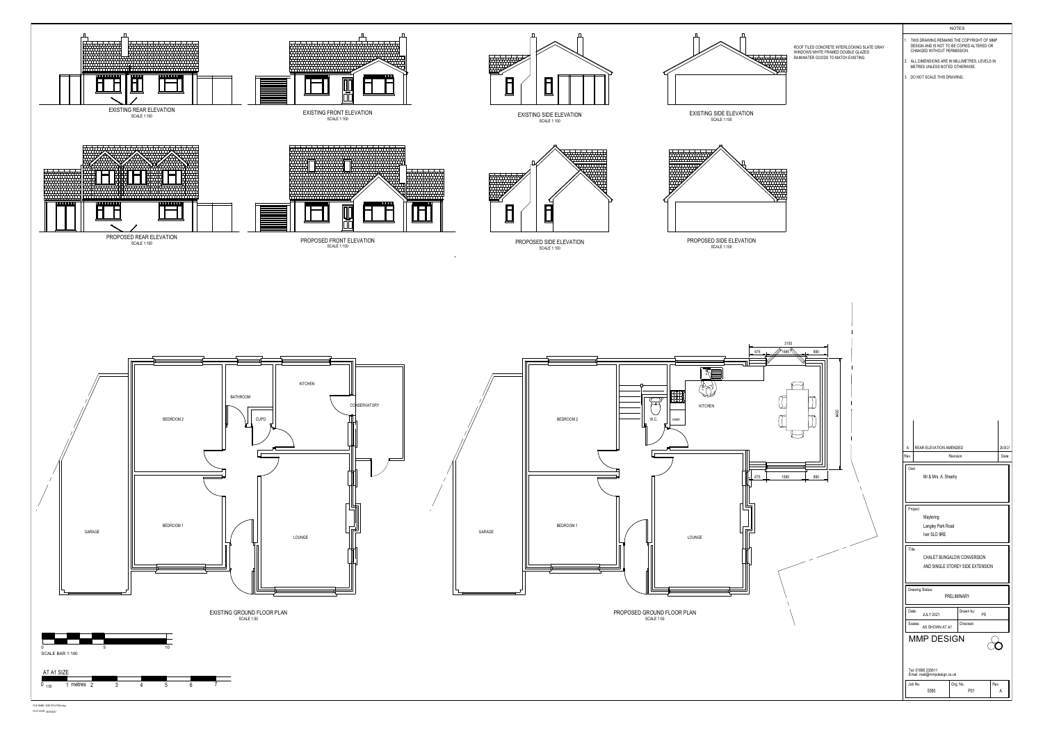ROOF TILES CONCRETE INTERLOCKING SLATE GRAY
WINDOWS WHITE FRAMED DOUBLE GLAZED
RAINWATER GOODS TO MATCH EXISTING

EXISTING REAR ELEVATION
SCALE 1:100

EXISTING FRONT ELEVATION
SCALE 1:100

EXISTING SIDE ELEVATION
SCALE 1:100

EXISTING SIDE ELEVATION
SCALE 1:100

PROPOSED REAR ELEVATION
SCALE 1:100

PROPOSED FRONT ELEVATION
SCALE 1:100

PROPOSED SIDE ELEVATION
SCALE 1:100

PROPOSED SIDE ELEVATION
SCALE 1:100

GARAGE
BEDROOM 2
BEDROOM 1
BATHROOM
CUPD.
KITCHEN
CONSERVATORY
LOUNGE

EXISTING GROUND FLOOR PLAN
SCALE 1:50

GARAGE
BEDROOM 2
BEDROOM 1
W.C.
oven
KITCHEN
LOUNGE
3150
675
1585
890
4600
675
1585
890

PROPOSED GROUND FLOOR PLAN
SCALE 1:50

SCALE BAR 1:100
0 5 10

AT A1 SIZE
0 1:50 1 metres 2 3 4 5 6 7

## NOTES

1. THIS DRAWING REMAINS THE COPYRIGHT OF MMP DESIGN AND IS NOT TO BE COPIED ALTERED OR CHANGED WITHOUT PERMISSION.
2. ALL DIMENSIONS ARE IN MILLIMETRES, LEVELS IN METRES UNLESS NOTED OTHERWISE.
3. DO NOT SCALE THIS DRAWING.

| Rev. | Revision | Date |
|---|---|---|
| A | REAR ELEVATION AMENDED | 26.08.21 |

Client
Mr & Mrs. A. Sheehy

Project
Maylering
Langley Park Road
Iver SL0 9RE

Title
CHALET BUNGALOW CONVERSION
AND SINGLE STOREY SIDE EXTENSION

Drawing Status:
PRELIMINARY

| Date: JULY 2021 | Drawn by: PS |
|---|---|
| Scales: AS SHOWN AT A1 | Checked: |

MMP DESIGN

Tel: 01895 235611
Email: mail@mmpdesign.co.uk

| Job No. | Drg. No. | Rev. |
|---|---|---|
| 5090 | P01 | A |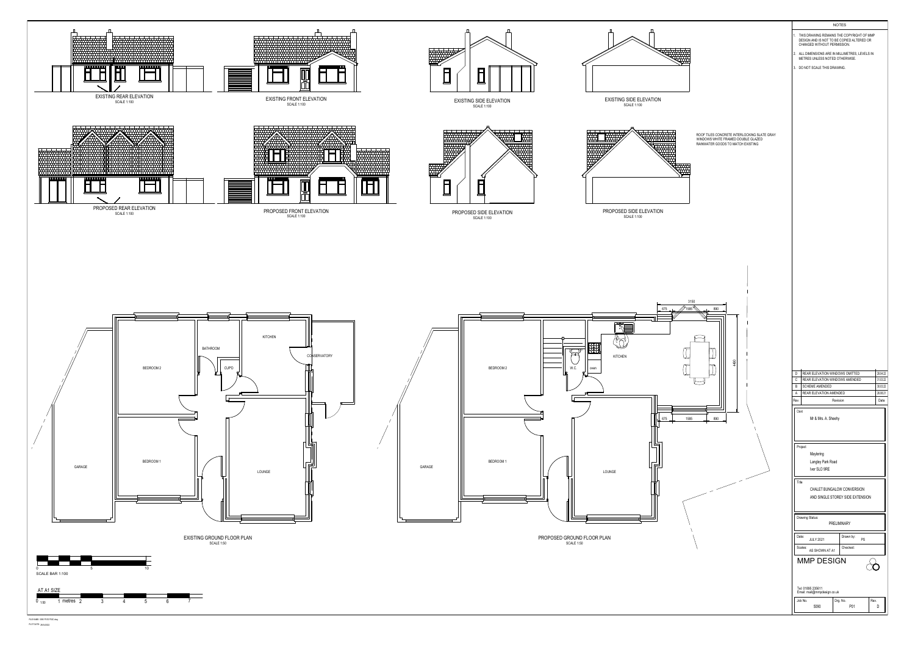EXISTING REAR ELEVATION
SCALE 1:100

EXISTING FRONT ELEVATION
SCALE 1:100

EXISTING SIDE ELEVATION
SCALE 1:100

EXISTING SIDE ELEVATION
SCALE 1:100

PROPOSED REAR ELEVATION
SCALE 1:100

PROPOSED FRONT ELEVATION
SCALE 1:100

PROPOSED SIDE ELEVATION
SCALE 1:100

PROPOSED SIDE ELEVATION
SCALE 1:100

ROOF TILES CONCRETE INTERLOCKING SLATE GRAY
WINDOWS WHITE FRAMED DOUBLE GLAZED
RAINWATER GOODS TO MATCH EXISTING

GARAGE
BEDROOM 2
BATHROOM
CUPD
KITCHEN
CONSERVATORY
BEDROOM 1
LOUNGE

EXISTING GROUND FLOOR PLAN
SCALE 1:50

3150
675 1585 890
4800
GARAGE
BEDROOM 2
W.C.
oven
KITCHEN
BEDROOM 1
LOUNGE
675 1585 890

PROPOSED GROUND FLOOR PLAN
SCALE 1:50

0 5 10
SCALE BAR 1:100

AT A1 SIZE
0 1:50 1 metres 2 3 4 5 6 7

## NOTES

1. THIS DRAWING REMAINS THE COPYRIGHT OF MMP DESIGN AND IS NOT TO BE COPIED ALTERED OR CHANGED WITHOUT PERMISSION.
2. ALL DIMENSIONS ARE IN MILLIMETRES, LEVELS IN METRES UNLESS NOTED OTHERWISE.
3. DO NOT SCALE THIS DRAWING.

| Rev. | Revision | Date |
|---|---|---|
| D | REAR ELEVATION WINDOWS OMITTED | 28.04.22 |
| C | REAR ELEVATION WINDOWS AMENDED | 31.03.22 |
| B | SCHEME AMENDED | 30.03.22 |
| A | REAR ELEVATION AMENDED | 26.08.21 |

Client
Mr & Mrs. A. Sheehy

Project
Maylering
Langley Park Road
Iver SL0 9RE

Title
CHALET BUNGALOW CONVERSION
AND SINGLE STOREY SIDE EXTENSION

Drawing Status:
PRELIMINARY

Date: JULY 2021 | Drawn by: PS
Scales: AS SHOWN AT A1 | Checked:

MMP DESIGN

Tel: 01895 235611
Email: mail@mmpdesign.co.uk

Job No. 5090 | Drg. No. P01 | Rev. D